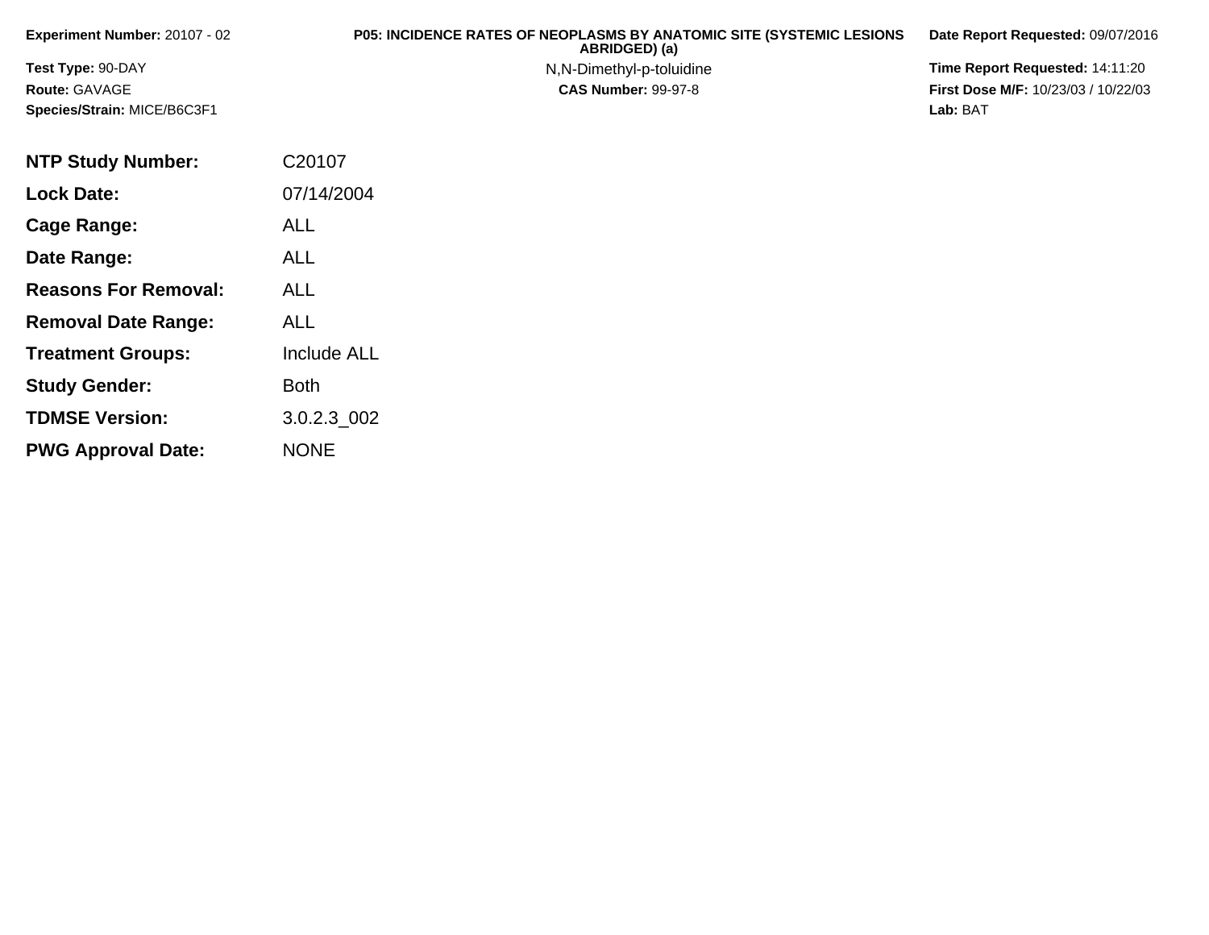**Experiment Number:** 20107 - 02

**Test Type:** 90-DAY

**Route:** GAVAGE

**Species/Strain:** MICE/B6C3F1

**P05: INCIDENCE RATES OF NEOPLASMS BY ANATOMIC SITE (SYSTEMIC LESIONS ABRIDGED) (a)**

N,N-Dimethyl-p-toluidine

**CAS Number:** 99-97-8

**Date Report Requested:** 09/07/2016

**Time Report Requested:** 14:11:20

**First Dose M/F:** 10/23/03 / 10/22/03

**Lab:** BAT

| | |
|---|---|
| **NTP Study Number:** | C20107 |
| **Lock Date:** | 07/14/2004 |
| **Cage Range:** | ALL |
| **Date Range:** | ALL |
| **Reasons For Removal:** | ALL |
| **Removal Date Range:** | ALL |
| **Treatment Groups:** | Include ALL |
| **Study Gender:** | Both |
| **TDMSE Version:** | 3.0.2.3_002 |
| **PWG Approval Date:** | NONE |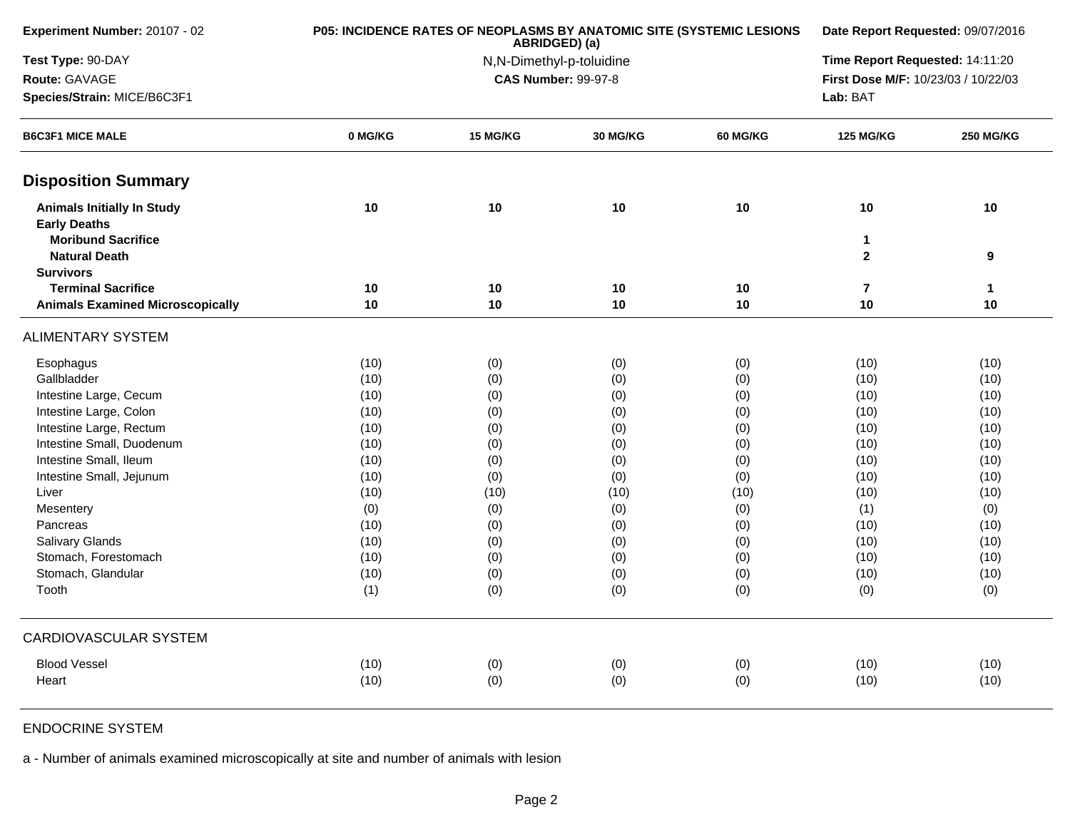**Experiment Number:** 20107 - 02

**Test Type:** 90-DAY

**Route:** GAVAGE

**Species/Strain:** MICE/B6C3F1

**P05: INCIDENCE RATES OF NEOPLASMS BY ANATOMIC SITE (SYSTEMIC LESIONS ABRIDGED) (a)**

N,N-Dimethyl-p-toluidine

**CAS Number:** 99-97-8

**Date Report Requested:** 09/07/2016

**Time Report Requested:** 14:11:20

**First Dose M/F:** 10/23/03 / 10/22/03

**Lab:** BAT

| B6C3F1 MICE MALE | 0 MG/KG | 15 MG/KG | 30 MG/KG | 60 MG/KG | 125 MG/KG | 250 MG/KG |
|---|---|---|---|---|---|---|
| **Disposition Summary** | | | | | | |
| **Animals Initially In Study** | **10** | **10** | **10** | **10** | **10** | **10** |
| **Early Deaths** | | | | | | |
| **Moribund Sacrifice** | | | | | **1** | |
| **Natural Death** | | | | | **2** | **9** |
| **Survivors** | | | | | | |
| **Terminal Sacrifice** | **10** | **10** | **10** | **10** | **7** | **1** |
| **Animals Examined Microscopically** | **10** | **10** | **10** | **10** | **10** | **10** |
| ALIMENTARY SYSTEM | | | | | | |
| Esophagus | (10) | (0) | (0) | (0) | (10) | (10) |
| Gallbladder | (10) | (0) | (0) | (0) | (10) | (10) |
| Intestine Large, Cecum | (10) | (0) | (0) | (0) | (10) | (10) |
| Intestine Large, Colon | (10) | (0) | (0) | (0) | (10) | (10) |
| Intestine Large, Rectum | (10) | (0) | (0) | (0) | (10) | (10) |
| Intestine Small, Duodenum | (10) | (0) | (0) | (0) | (10) | (10) |
| Intestine Small, Ileum | (10) | (0) | (0) | (0) | (10) | (10) |
| Intestine Small, Jejunum | (10) | (0) | (0) | (0) | (10) | (10) |
| Liver | (10) | (10) | (10) | (10) | (10) | (10) |
| Mesentery | (0) | (0) | (0) | (0) | (1) | (0) |
| Pancreas | (10) | (0) | (0) | (0) | (10) | (10) |
| Salivary Glands | (10) | (0) | (0) | (0) | (10) | (10) |
| Stomach, Forestomach | (10) | (0) | (0) | (0) | (10) | (10) |
| Stomach, Glandular | (10) | (0) | (0) | (0) | (10) | (10) |
| Tooth | (1) | (0) | (0) | (0) | (0) | (0) |
| CARDIOVASCULAR SYSTEM | | | | | | |
| Blood Vessel | (10) | (0) | (0) | (0) | (10) | (10) |
| Heart | (10) | (0) | (0) | (0) | (10) | (10) |
| ENDOCRINE SYSTEM | | | | | | |

a - Number of animals examined microscopically at site and number of animals with lesion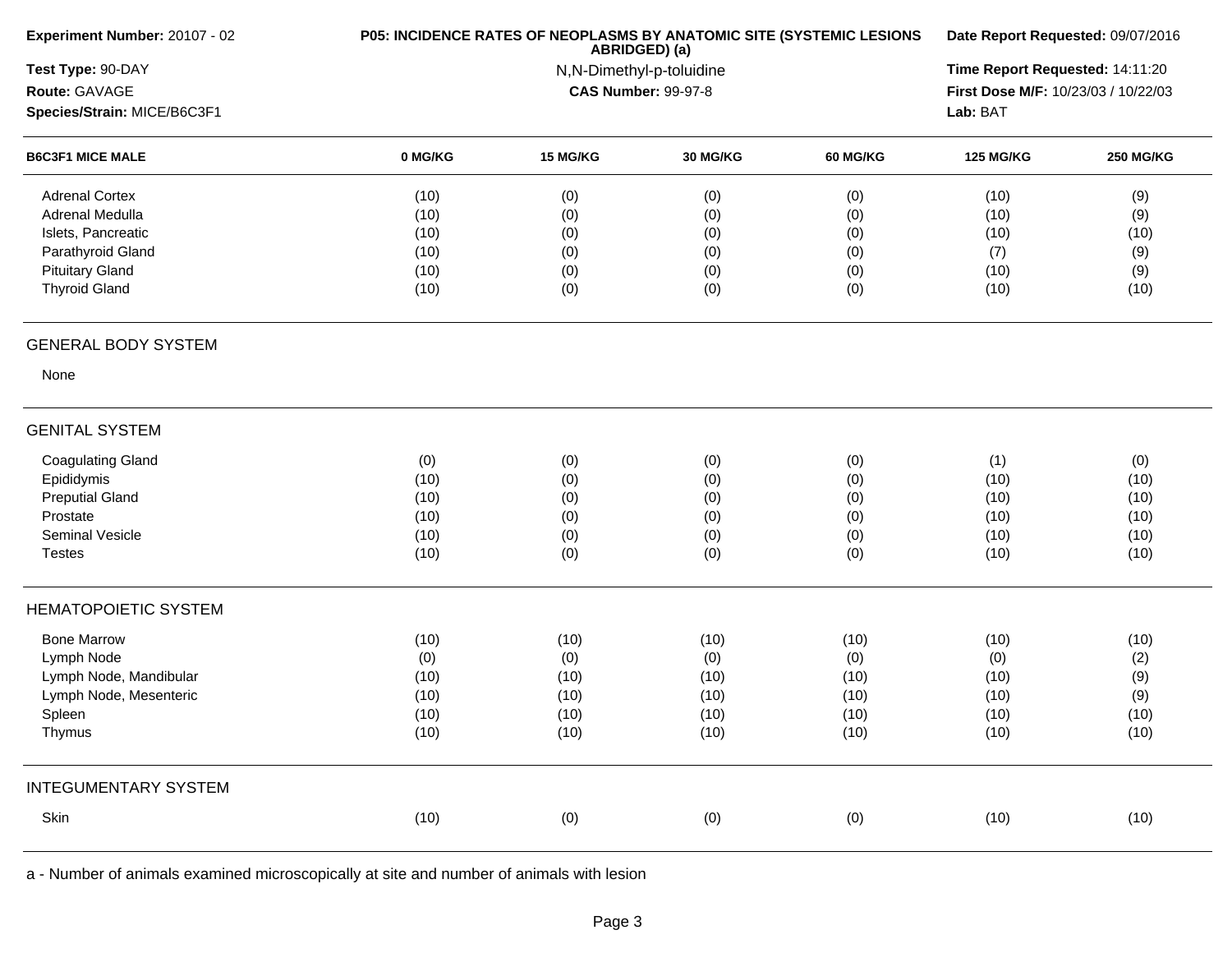**Experiment Number:** 20107 - 02
**Test Type:** 90-DAY
**Route:** GAVAGE
**Species/Strain:** MICE/B6C3F1

**P05: INCIDENCE RATES OF NEOPLASMS BY ANATOMIC SITE (SYSTEMIC LESIONS ABRIDGED) (a)**
N,N-Dimethyl-p-toluidine
**CAS Number:** 99-97-8

**Date Report Requested:** 09/07/2016
**Time Report Requested:** 14:11:20
**First Dose M/F:** 10/23/03 / 10/22/03
**Lab:** BAT

| B6C3F1 MICE MALE | 0 MG/KG | 15 MG/KG | 30 MG/KG | 60 MG/KG | 125 MG/KG | 250 MG/KG |
|---|---|---|---|---|---|---|
| Adrenal Cortex | (10) | (0) | (0) | (0) | (10) | (9) |
| Adrenal Medulla | (10) | (0) | (0) | (0) | (10) | (9) |
| Islets, Pancreatic | (10) | (0) | (0) | (0) | (10) | (10) |
| Parathyroid Gland | (10) | (0) | (0) | (0) | (7) | (9) |
| Pituitary Gland | (10) | (0) | (0) | (0) | (10) | (9) |
| Thyroid Gland | (10) | (0) | (0) | (0) | (10) | (10) |
| **GENERAL BODY SYSTEM** | | | | | | |
| None | | | | | | |
| **GENITAL SYSTEM** | | | | | | |
| Coagulating Gland | (0) | (0) | (0) | (0) | (1) | (0) |
| Epididymis | (10) | (0) | (0) | (0) | (10) | (10) |
| Preputial Gland | (10) | (0) | (0) | (0) | (10) | (10) |
| Prostate | (10) | (0) | (0) | (0) | (10) | (10) |
| Seminal Vesicle | (10) | (0) | (0) | (0) | (10) | (10) |
| Testes | (10) | (0) | (0) | (0) | (10) | (10) |
| **HEMATOPOIETIC SYSTEM** | | | | | | |
| Bone Marrow | (10) | (10) | (10) | (10) | (10) | (10) |
| Lymph Node | (0) | (0) | (0) | (0) | (0) | (2) |
| Lymph Node, Mandibular | (10) | (10) | (10) | (10) | (10) | (9) |
| Lymph Node, Mesenteric | (10) | (10) | (10) | (10) | (10) | (9) |
| Spleen | (10) | (10) | (10) | (10) | (10) | (10) |
| Thymus | (10) | (10) | (10) | (10) | (10) | (10) |
| **INTEGUMENTARY SYSTEM** | | | | | | |
| Skin | (10) | (0) | (0) | (0) | (10) | (10) |

a - Number of animals examined microscopically at site and number of animals with lesion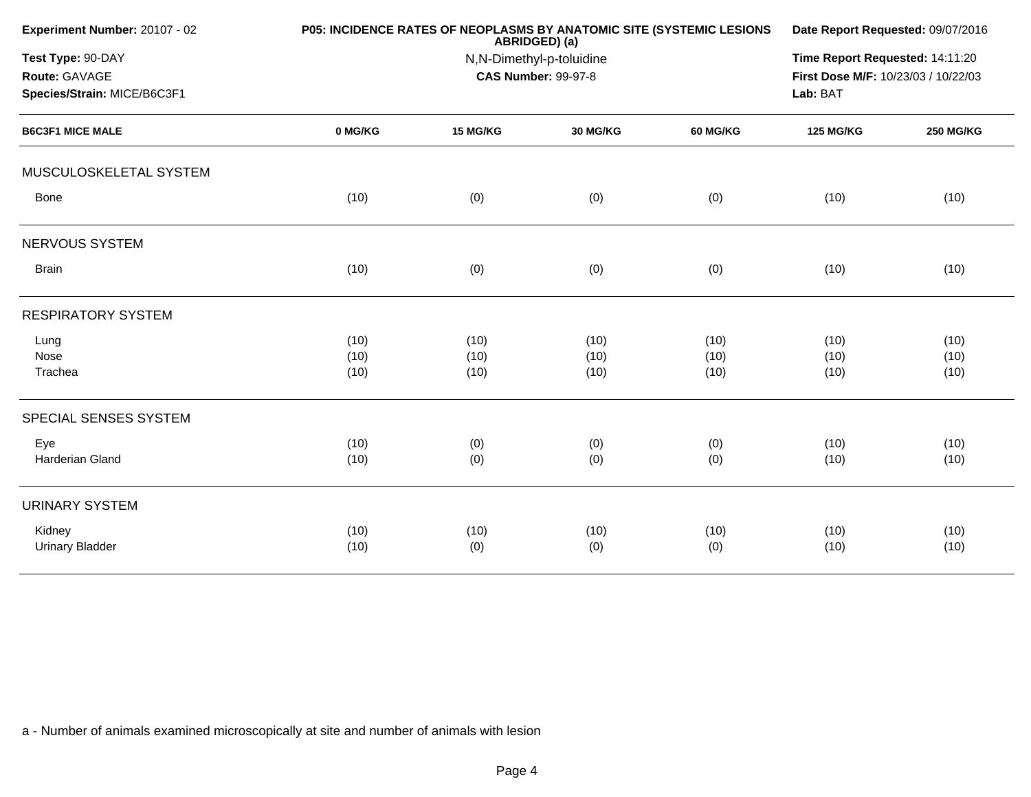Experiment Number: 20107 - 02

Test Type: 90-DAY

Route: GAVAGE

Species/Strain: MICE/B6C3F1

**P05: INCIDENCE RATES OF NEOPLASMS BY ANATOMIC SITE (SYSTEMIC LESIONS ABRIDGED) (a)**

N,N-Dimethyl-p-toluidine

**CAS Number:** 99-97-8

**Date Report Requested:** 09/07/2016

**Time Report Requested:** 14:11:20

**First Dose M/F:** 10/23/03 / 10/22/03

**Lab:** BAT

| B6C3F1 MICE MALE | 0 MG/KG | 15 MG/KG | 30 MG/KG | 60 MG/KG | 125 MG/KG | 250 MG/KG |
|---|---|---|---|---|---|---|
| MUSCULOSKELETAL SYSTEM | | | | | | |
| Bone | (10) | (0) | (0) | (0) | (10) | (10) |
| NERVOUS SYSTEM | | | | | | |
| Brain | (10) | (0) | (0) | (0) | (10) | (10) |
| RESPIRATORY SYSTEM | | | | | | |
| Lung | (10) | (10) | (10) | (10) | (10) | (10) |
| Nose | (10) | (10) | (10) | (10) | (10) | (10) |
| Trachea | (10) | (10) | (10) | (10) | (10) | (10) |
| SPECIAL SENSES SYSTEM | | | | | | |
| Eye | (10) | (0) | (0) | (0) | (10) | (10) |
| Harderian Gland | (10) | (0) | (0) | (0) | (10) | (10) |
| URINARY SYSTEM | | | | | | |
| Kidney | (10) | (10) | (10) | (10) | (10) | (10) |
| Urinary Bladder | (10) | (0) | (0) | (0) | (10) | (10) |

a - Number of animals examined microscopically at site and number of animals with lesion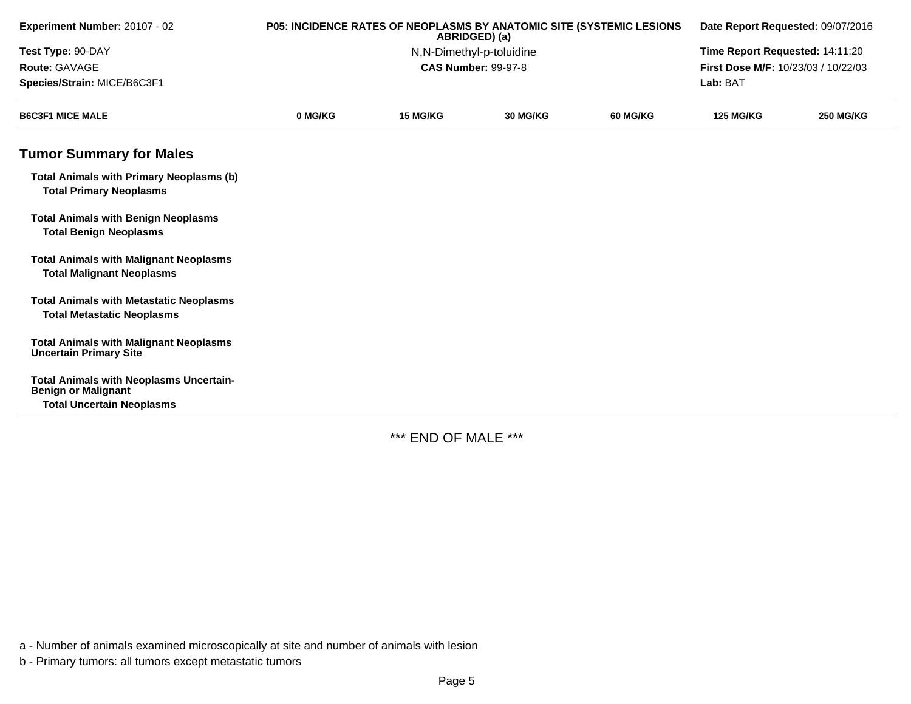**Experiment Number:** 20107 - 02

**Test Type:** 90-DAY

**Route:** GAVAGE

**Species/Strain:** MICE/B6C3F1

**P05: INCIDENCE RATES OF NEOPLASMS BY ANATOMIC SITE (SYSTEMIC LESIONS ABRIDGED) (a)**

N,N-Dimethyl-p-toluidine

**CAS Number:** 99-97-8

**Date Report Requested:** 09/07/2016

**Time Report Requested:** 14:11:20

**First Dose M/F:** 10/23/03 / 10/22/03

**Lab:** BAT

| B6C3F1 MICE MALE | 0 MG/KG | 15 MG/KG | 30 MG/KG | 60 MG/KG | 125 MG/KG | 250 MG/KG |
|---|---|---|---|---|---|---|
| **Tumor Summary for Males** | | | | | | |
| **Total Animals with Primary Neoplasms (b)** | | | | | | |
| **Total Primary Neoplasms** | | | | | | |
| **Total Animals with Benign Neoplasms** | | | | | | |
| **Total Benign Neoplasms** | | | | | | |
| **Total Animals with Malignant Neoplasms** | | | | | | |
| **Total Malignant Neoplasms** | | | | | | |
| **Total Animals with Metastatic Neoplasms** | | | | | | |
| **Total Metastatic Neoplasms** | | | | | | |
| **Total Animals with Malignant Neoplasms Uncertain Primary Site** | | | | | | |
| **Total Animals with Neoplasms Uncertain-Benign or Malignant** | | | | | | |
| **Total Uncertain Neoplasms** | | | | | | |

*** END OF MALE ***

a - Number of animals examined microscopically at site and number of animals with lesion

b - Primary tumors: all tumors except metastatic tumors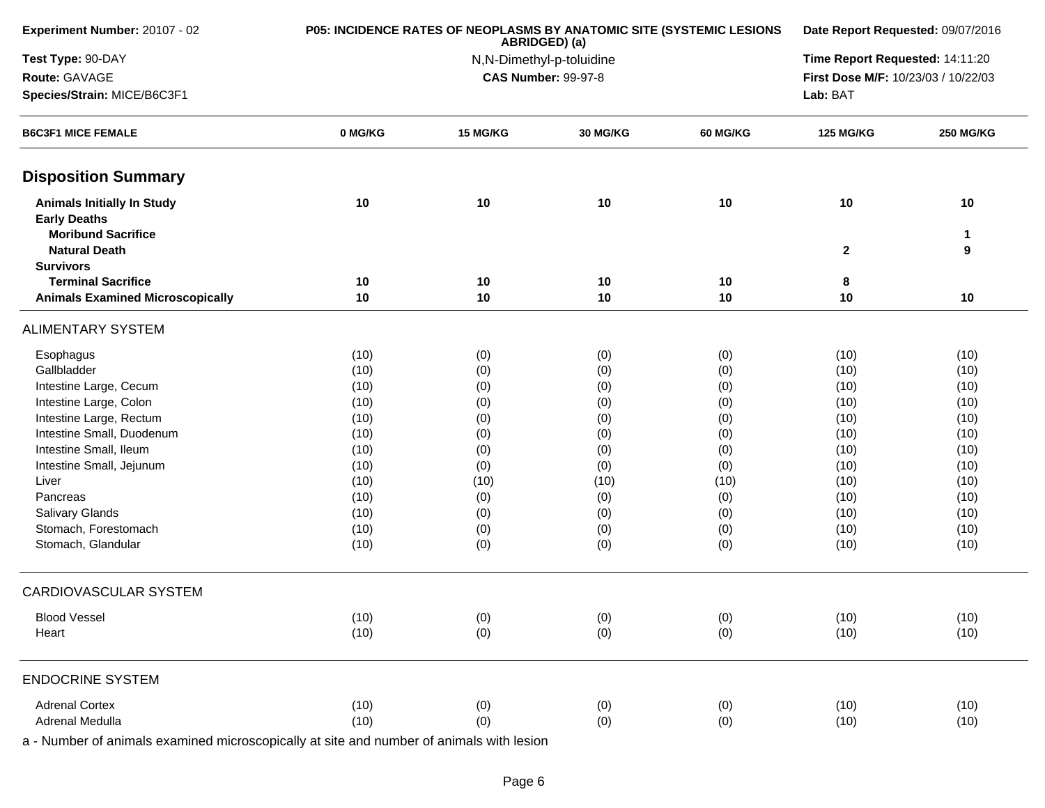**Experiment Number:** 20107 - 02

**Test Type:** 90-DAY

**Route:** GAVAGE

**Species/Strain:** MICE/B6C3F1

**P05: INCIDENCE RATES OF NEOPLASMS BY ANATOMIC SITE (SYSTEMIC LESIONS ABRIDGED) (a)**

N,N-Dimethyl-p-toluidine

**CAS Number:** 99-97-8

**Date Report Requested:** 09/07/2016

**Time Report Requested:** 14:11:20

**First Dose M/F:** 10/23/03 / 10/22/03

**Lab:** BAT

| B6C3F1 MICE FEMALE | 0 MG/KG | 15 MG/KG | 30 MG/KG | 60 MG/KG | 125 MG/KG | 250 MG/KG |
|---|---|---|---|---|---|---|
| **Disposition Summary** | | | | | | |
| **Animals Initially In Study** | 10 | 10 | 10 | 10 | 10 | 10 |
| **Early Deaths** | | | | | | |
| **Moribund Sacrifice** | | | | | | 1 |
| **Natural Death** | | | | | 2 | 9 |
| **Survivors** | | | | | | |
| **Terminal Sacrifice** | 10 | 10 | 10 | 10 | 8 | |
| **Animals Examined Microscopically** | 10 | 10 | 10 | 10 | 10 | 10 |
| ALIMENTARY SYSTEM | | | | | | |
| Esophagus | (10) | (0) | (0) | (0) | (10) | (10) |
| Gallbladder | (10) | (0) | (0) | (0) | (10) | (10) |
| Intestine Large, Cecum | (10) | (0) | (0) | (0) | (10) | (10) |
| Intestine Large, Colon | (10) | (0) | (0) | (0) | (10) | (10) |
| Intestine Large, Rectum | (10) | (0) | (0) | (0) | (10) | (10) |
| Intestine Small, Duodenum | (10) | (0) | (0) | (0) | (10) | (10) |
| Intestine Small, Ileum | (10) | (0) | (0) | (0) | (10) | (10) |
| Intestine Small, Jejunum | (10) | (0) | (0) | (0) | (10) | (10) |
| Liver | (10) | (10) | (10) | (10) | (10) | (10) |
| Pancreas | (10) | (0) | (0) | (0) | (10) | (10) |
| Salivary Glands | (10) | (0) | (0) | (0) | (10) | (10) |
| Stomach, Forestomach | (10) | (0) | (0) | (0) | (10) | (10) |
| Stomach, Glandular | (10) | (0) | (0) | (0) | (10) | (10) |
| CARDIOVASCULAR SYSTEM | | | | | | |
| Blood Vessel | (10) | (0) | (0) | (0) | (10) | (10) |
| Heart | (10) | (0) | (0) | (0) | (10) | (10) |
| ENDOCRINE SYSTEM | | | | | | |
| Adrenal Cortex | (10) | (0) | (0) | (0) | (10) | (10) |
| Adrenal Medulla | (10) | (0) | (0) | (0) | (10) | (10) |

a - Number of animals examined microscopically at site and number of animals with lesion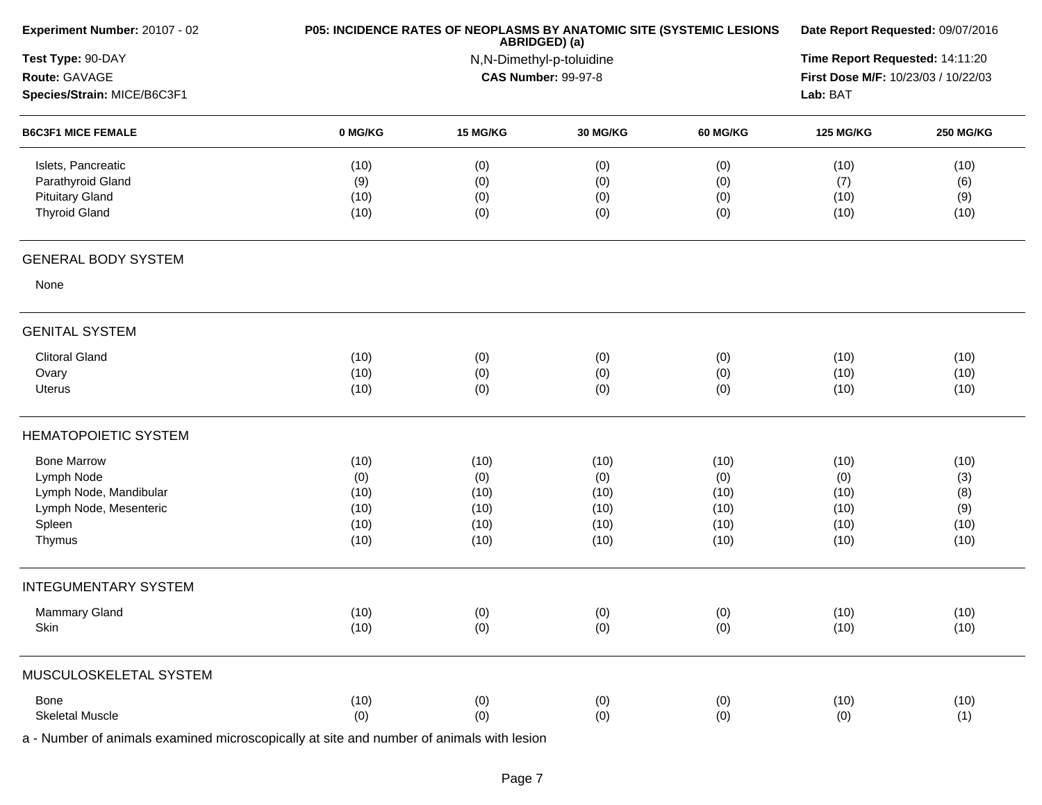**Experiment Number:** 20107 - 02
**Test Type:** 90-DAY
**Route:** GAVAGE
**Species/Strain:** MICE/B6C3F1

**P05: INCIDENCE RATES OF NEOPLASMS BY ANATOMIC SITE (SYSTEMIC LESIONS ABRIDGED) (a)**
N,N-Dimethyl-p-toluidine
**CAS Number:** 99-97-8

**Date Report Requested:** 09/07/2016
**Time Report Requested:** 14:11:20
**First Dose M/F:** 10/23/03 / 10/22/03
**Lab:** BAT

| B6C3F1 MICE FEMALE | 0 MG/KG | 15 MG/KG | 30 MG/KG | 60 MG/KG | 125 MG/KG | 250 MG/KG |
|---|---|---|---|---|---|---|
| Islets, Pancreatic | (10) | (0) | (0) | (0) | (10) | (10) |
| Parathyroid Gland | (9) | (0) | (0) | (0) | (7) | (6) |
| Pituitary Gland | (10) | (0) | (0) | (0) | (10) | (9) |
| Thyroid Gland | (10) | (0) | (0) | (0) | (10) | (10) |
| **GENERAL BODY SYSTEM** | | | | | | |
| None | | | | | | |
| **GENITAL SYSTEM** | | | | | | |
| Clitoral Gland | (10) | (0) | (0) | (0) | (10) | (10) |
| Ovary | (10) | (0) | (0) | (0) | (10) | (10) |
| Uterus | (10) | (0) | (0) | (0) | (10) | (10) |
| **HEMATOPOIETIC SYSTEM** | | | | | | |
| Bone Marrow | (10) | (10) | (10) | (10) | (10) | (10) |
| Lymph Node | (0) | (0) | (0) | (0) | (0) | (3) |
| Lymph Node, Mandibular | (10) | (10) | (10) | (10) | (10) | (8) |
| Lymph Node, Mesenteric | (10) | (10) | (10) | (10) | (10) | (9) |
| Spleen | (10) | (10) | (10) | (10) | (10) | (10) |
| Thymus | (10) | (10) | (10) | (10) | (10) | (10) |
| **INTEGUMENTARY SYSTEM** | | | | | | |
| Mammary Gland | (10) | (0) | (0) | (0) | (10) | (10) |
| Skin | (10) | (0) | (0) | (0) | (10) | (10) |
| **MUSCULOSKELETAL SYSTEM** | | | | | | |
| Bone | (10) | (0) | (0) | (0) | (10) | (10) |
| Skeletal Muscle | (0) | (0) | (0) | (0) | (0) | (1) |

a - Number of animals examined microscopically at site and number of animals with lesion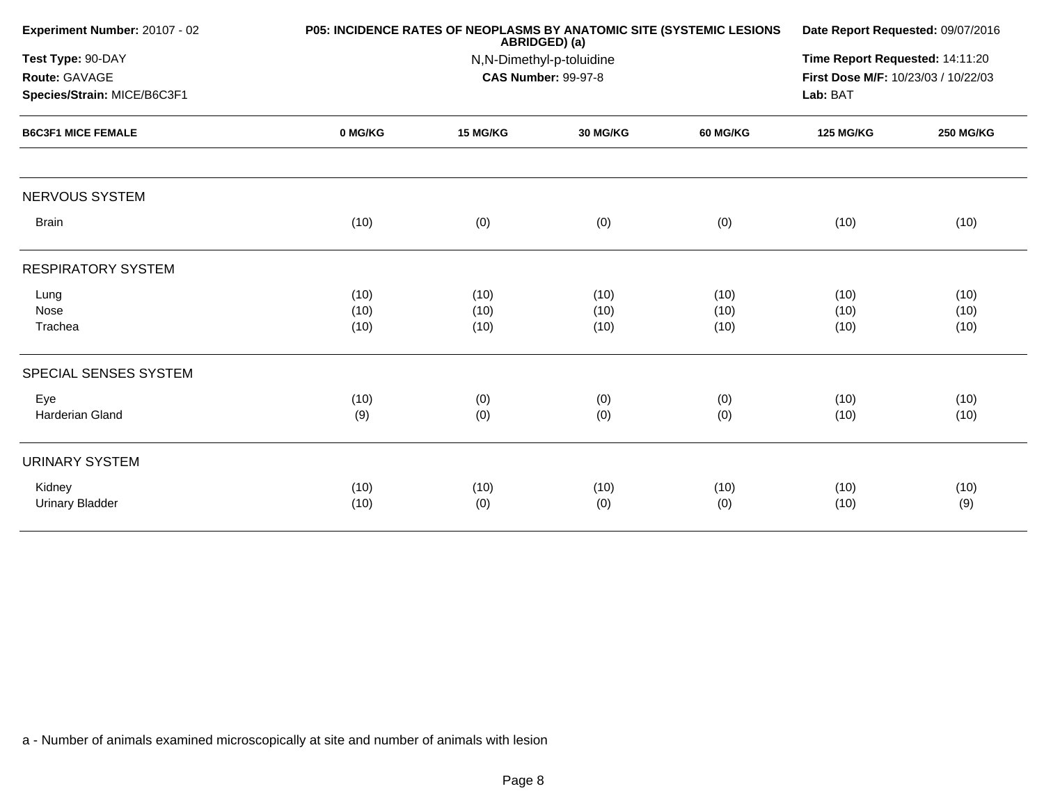**Experiment Number:** 20107 - 02
**Test Type:** 90-DAY
**Route:** GAVAGE
**Species/Strain:** MICE/B6C3F1

**P05: INCIDENCE RATES OF NEOPLASMS BY ANATOMIC SITE (SYSTEMIC LESIONS ABRIDGED) (a)**
N,N-Dimethyl-p-toluidine
**CAS Number:** 99-97-8

**Date Report Requested:** 09/07/2016
**Time Report Requested:** 14:11:20
**First Dose M/F:** 10/23/03 / 10/22/03
**Lab:** BAT

| B6C3F1 MICE FEMALE | 0 MG/KG | 15 MG/KG | 30 MG/KG | 60 MG/KG | 125 MG/KG | 250 MG/KG |
|---|---|---|---|---|---|---|
| NERVOUS SYSTEM | | | | | | |
| Brain | (10) | (0) | (0) | (0) | (10) | (10) |
| RESPIRATORY SYSTEM | | | | | | |
| Lung | (10) | (10) | (10) | (10) | (10) | (10) |
| Nose | (10) | (10) | (10) | (10) | (10) | (10) |
| Trachea | (10) | (10) | (10) | (10) | (10) | (10) |
| SPECIAL SENSES SYSTEM | | | | | | |
| Eye | (10) | (0) | (0) | (0) | (10) | (10) |
| Harderian Gland | (9) | (0) | (0) | (0) | (10) | (10) |
| URINARY SYSTEM | | | | | | |
| Kidney | (10) | (10) | (10) | (10) | (10) | (10) |
| Urinary Bladder | (10) | (0) | (0) | (0) | (10) | (9) |

a - Number of animals examined microscopically at site and number of animals with lesion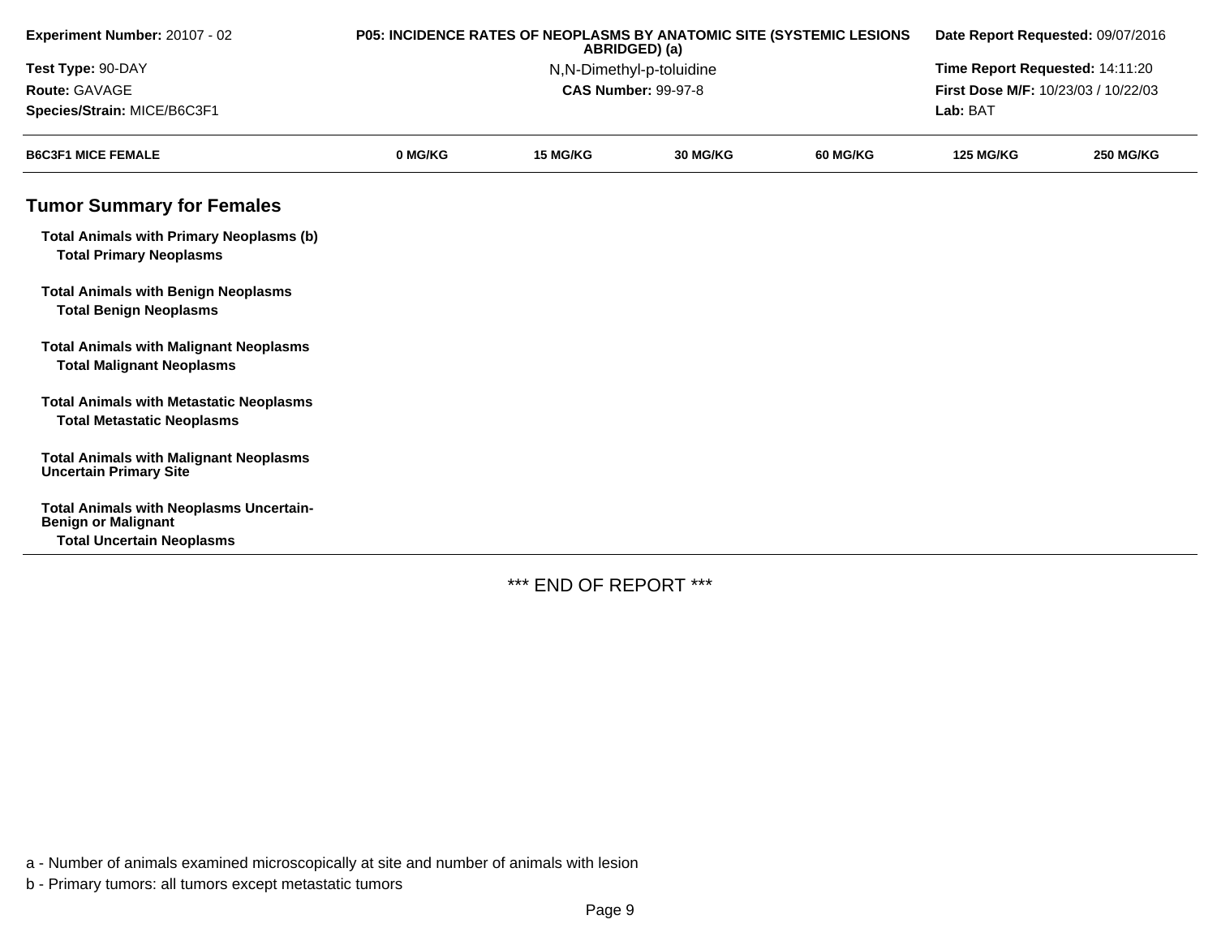| Experiment Number: 20107 - 02 | P05: INCIDENCE RATES OF NEOPLASMS BY ANATOMIC SITE (SYSTEMIC LESIONS ABRIDGED) (a) | Date Report Requested: 09/07/2016 |
|---|---|---|
| Test Type: 90-DAY | N,N-Dimethyl-p-toluidine | Time Report Requested: 14:11:20 |
| Route: GAVAGE | CAS Number: 99-97-8 | First Dose M/F: 10/23/03 / 10/22/03 |
| Species/Strain: MICE/B6C3F1 | | Lab: BAT |

| B6C3F1 MICE FEMALE | 0 MG/KG | 15 MG/KG | 30 MG/KG | 60 MG/KG | 125 MG/KG | 250 MG/KG |
|---|---|---|---|---|---|---|
| **Tumor Summary for Females** | | | | | | |
| **Total Animals with Primary Neoplasms (b)** | | | | | | |
| **Total Primary Neoplasms** | | | | | | |
| **Total Animals with Benign Neoplasms** | | | | | | |
| **Total Benign Neoplasms** | | | | | | |
| **Total Animals with Malignant Neoplasms** | | | | | | |
| **Total Malignant Neoplasms** | | | | | | |
| **Total Animals with Metastatic Neoplasms** | | | | | | |
| **Total Metastatic Neoplasms** | | | | | | |
| **Total Animals with Malignant Neoplasms Uncertain Primary Site** | | | | | | |
| **Total Animals with Neoplasms Uncertain-Benign or Malignant** | | | | | | |
| **Total Uncertain Neoplasms** | | | | | | |

\*\*\* END OF REPORT \*\*\*

a - Number of animals examined microscopically at site and number of animals with lesion

b - Primary tumors: all tumors except metastatic tumors